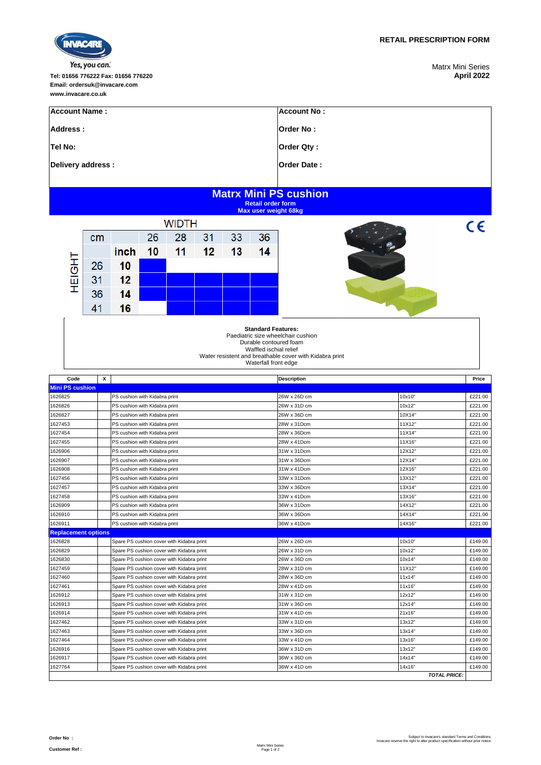**RETAIL PRESCRIPTION FORM**

Matrx Mini Series
**April 2022**

Yes, you can.

**Tel: 01656 776222 Fax: 01656 776220**
**Email: ordersuk@invacare.com**
**www.invacare.co.uk**

| **Account Name :** | **Account No :** |
|---|---|
| **Address :** | **Order No :** |
| **Tel No:** | **Order Qty :** |
| **Delivery address :** | **Order Date :** |

# Matrx Mini PS cushion

**Retail order form**
**Max user weight 68kg**

WIDTH

| HEIGHT cm | HEIGHT inch | 26 / 10 | 28 / 11 | 31 / 12 | 33 / 13 | 36 / 14 |
|---|---|---|---|---|---|---|
| 26 | 10 | ■ | | | | |
| 31 | 12 | ■ | ■ | ■ | ■ | ■ |
| 36 | 14 | ■ | ■ | ■ | ■ | ■ |
| 41 | 16 | | ■ | ■ | ■ | ■ |

CE

**Standard Features:**
Paediatric size wheelchair cushion
Durable contoured foam
Waffled ischial relief
Water resistent and breathable cover with Kidabra print
Waterfall front edge

| Code | X | Description | | | Price |
|---|---|---|---|---|---|
| **Mini PS cushion** | | | | | |
| 1626825 | | PS cushion with Kidabra print | 26W x 26D cm | 10x10" | £221.00 |
| 1626826 | | PS cushion with Kidabra print | 26W x 31D cm | 10x12" | £221.00 |
| 1626827 | | PS cushion with Kidabra print | 26W x 36D cm | 10X14" | £221.00 |
| 1627453 | | PS cushion with Kidabra print | 28W x 31Dcm | 11X12" | £221.00 |
| 1627454 | | PS cushion with Kidabra print | 28W x 36Dcm | 11X14" | £221.00 |
| 1627455 | | PS cushion with Kidabra print | 28W x 41Dcm | 11X16" | £221.00 |
| 1626906 | | PS cushion with Kidabra print | 31W x 31Dcm | 12X12" | £221.00 |
| 1626907 | | PS cushion with Kidabra print | 31W x 36Dcm | 12X14" | £221.00 |
| 1626908 | | PS cushion with Kidabra print | 31W x 41Dcm | 12X16" | £221.00 |
| 1627456 | | PS cushion with Kidabra print | 33W x 31Dcm | 13X12" | £221.00 |
| 1627457 | | PS cushion with Kidabra print | 33W x 36Dcm | 13X14" | £221.00 |
| 1627458 | | PS cushion with Kidabra print | 33W x 41Dcm | 13X16" | £221.00 |
| 1626909 | | PS cushion with Kidabra print | 36W x 31Dcm | 14X12" | £221.00 |
| 1626910 | | PS cushion with Kidabra print | 36W x 36Dcm | 14X14" | £221.00 |
| 1626911 | | PS cushion with Kidabra print | 36W x 41Dcm | 14X16" | £221.00 |
| **Replacement options** | | | | | |
| 1626828 | | Spare PS cushion cover with Kidabra print | 26W x 26D cm | 10x10" | £149.00 |
| 1626829 | | Spare PS cushion cover with Kidabra print | 26W x 31D cm | 10x12" | £149.00 |
| 1626830 | | Spare PS cushion cover with Kidabra print | 26W x 36D cm | 10x14" | £149.00 |
| 1627459 | | Spare PS cushion cover with Kidabra print | 28W x 31D cm | 11X12" | £149.00 |
| 1627460 | | Spare PS cushion cover with Kidabra print | 28W x 36D cm | 11x14" | £149.00 |
| 1627461 | | Spare PS cushion cover with Kidabra print | 28W x 41D cm | 11x16" | £149.00 |
| 1626912 | | Spare PS cushion cover with Kidabra print | 31W x 31D cm | 12x12" | £149.00 |
| 1626913 | | Spare PS cushion cover with Kidabra print | 31W x 36D cm | 12X14" | £149.00 |
| 1626914 | | Spare PS cushion cover with Kidabra print | 31W x 41D cm | 21x16" | £149.00 |
| 1627462 | | Spare PS cushion cover with Kidabra print | 33W x 31D cm | 13x12" | £149.00 |
| 1627463 | | Spare PS cushion cover with Kidabra print | 33W x 36D cm | 13x14" | £149.00 |
| 1627464 | | Spare PS cushion cover with Kidabra print | 33W x 41D cm | 13x16" | £149.00 |
| 1626916 | | Spare PS cushion cover with Kidabra print | 36W x 31D cm | 13x12" | £149.00 |
| 1626917 | | Spare PS cushion cover with Kidabra print | 36W x 36D cm | 14x14" | £149.00 |
| 1627764 | | Spare PS cushion cover with Kidabra print | 36W x 41D cm | 14x16" | £149.00 |
| | | | | ***TOTAL PRICE:*** | |

**Order No :**

**Customer Ref :**

Subject to Invacare's standard Terms and Conditions.
Invacare reserve the right to alter product specification without prior notice.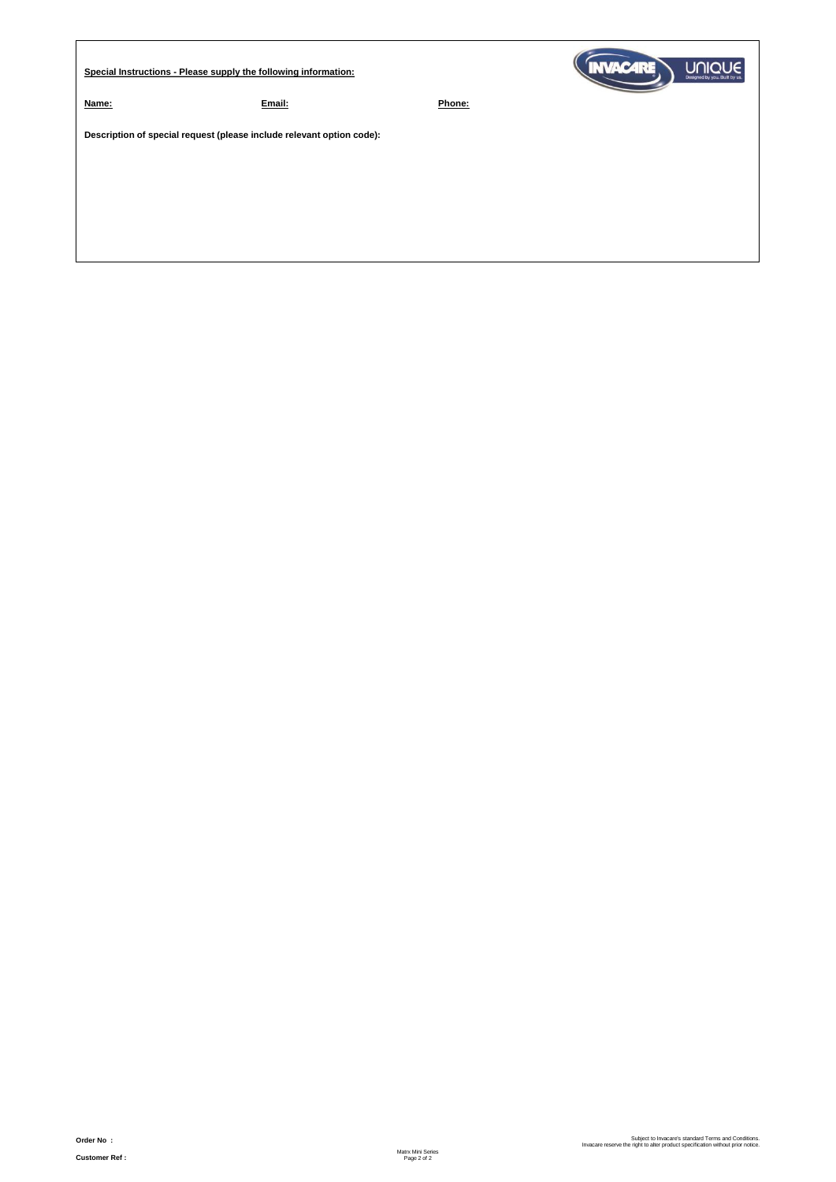**Special Instructions - Please supply the following information:**

**Name:** **Email:** **Phone:**

**Description of special request (please include relevant option code):**

**Order No :**

**Customer Ref :**

Matrx Mini Series

Subject to Invacare's standard Terms and Conditions.
Invacare reserve the right to alter product specification without prior notice.